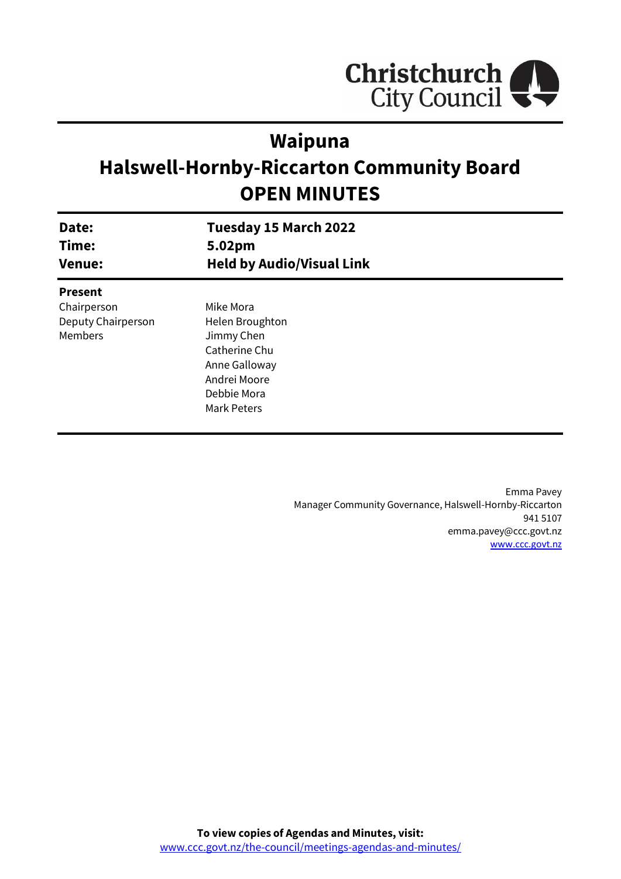# Waipuna
# Halswell-Hornby-Riccarton Community Board
# OPEN MINUTES

| | |
|---|---|
| **Date:** | **Tuesday 15 March 2022** |
| **Time:** | **5.02pm** |
| **Venue:** | **Held by Audio/Visual Link** |

**Present**

| | |
|---|---|
| Chairperson | Mike Mora |
| Deputy Chairperson | Helen Broughton |
| Members | Jimmy Chen |
| | Catherine Chu |
| | Anne Galloway |
| | Andrei Moore |
| | Debbie Mora |
| | Mark Peters |

Emma Pavey
Manager Community Governance, Halswell-Hornby-Riccarton
941 5107
emma.pavey@ccc.govt.nz
www.ccc.govt.nz

**To view copies of Agendas and Minutes, visit:**
www.ccc.govt.nz/the-council/meetings-agendas-and-minutes/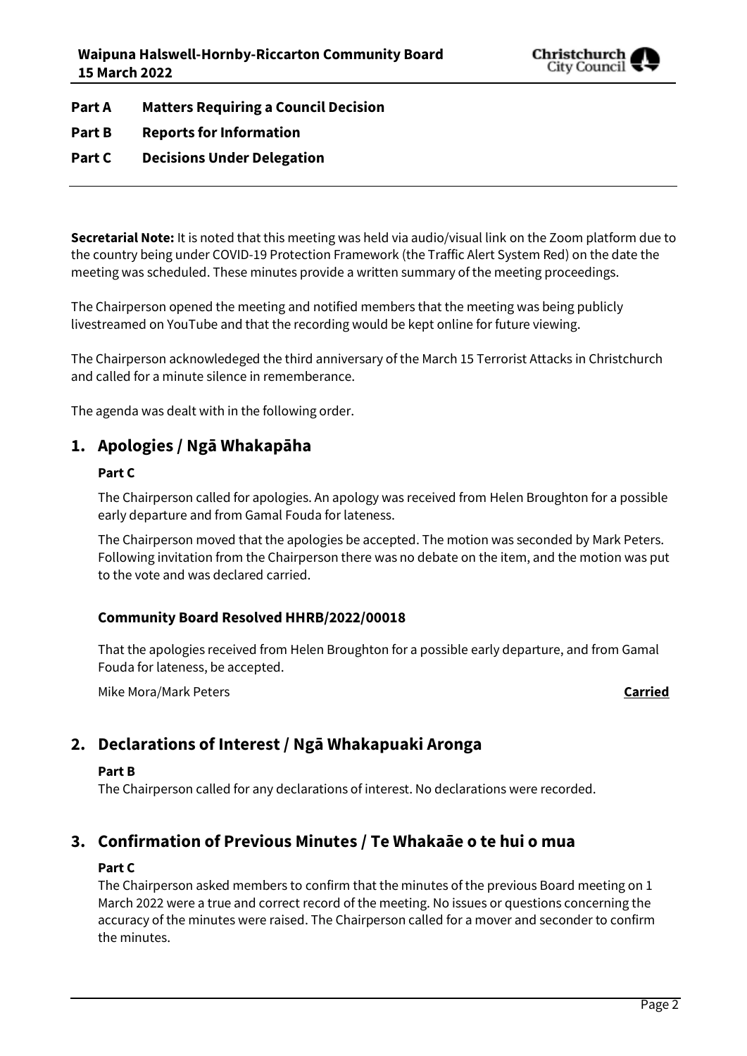**Part A Matters Requiring a Council Decision**

**Part B Reports for Information**

**Part C Decisions Under Delegation**

---

**Secretarial Note:** It is noted that this meeting was held via audio/visual link on the Zoom platform due to the country being under COVID-19 Protection Framework (the Traffic Alert System Red) on the date the meeting was scheduled. These minutes provide a written summary of the meeting proceedings.

The Chairperson opened the meeting and notified members that the meeting was being publicly livestreamed on YouTube and that the recording would be kept online for future viewing.

The Chairperson acknowledeged the third anniversary of the March 15 Terrorist Attacks in Christchurch and called for a minute silence in rememberance.

The agenda was dealt with in the following order.

## 1. Apologies / Ngā Whakapāha

**Part C**

The Chairperson called for apologies. An apology was received from Helen Broughton for a possible early departure and from Gamal Fouda for lateness.

The Chairperson moved that the apologies be accepted. The motion was seconded by Mark Peters. Following invitation from the Chairperson there was no debate on the item, and the motion was put to the vote and was declared carried.

**Community Board Resolved HHRB/2022/00018**

That the apologies received from Helen Broughton for a possible early departure, and from Gamal Fouda for lateness, be accepted.

Mike Mora/Mark Peters **Carried**

## 2. Declarations of Interest / Ngā Whakapuaki Aronga

**Part B**

The Chairperson called for any declarations of interest. No declarations were recorded.

## 3. Confirmation of Previous Minutes / Te Whakaāe o te hui o mua

**Part C**

The Chairperson asked members to confirm that the minutes of the previous Board meeting on 1 March 2022 were a true and correct record of the meeting. No issues or questions concerning the accuracy of the minutes were raised. The Chairperson called for a mover and seconder to confirm the minutes.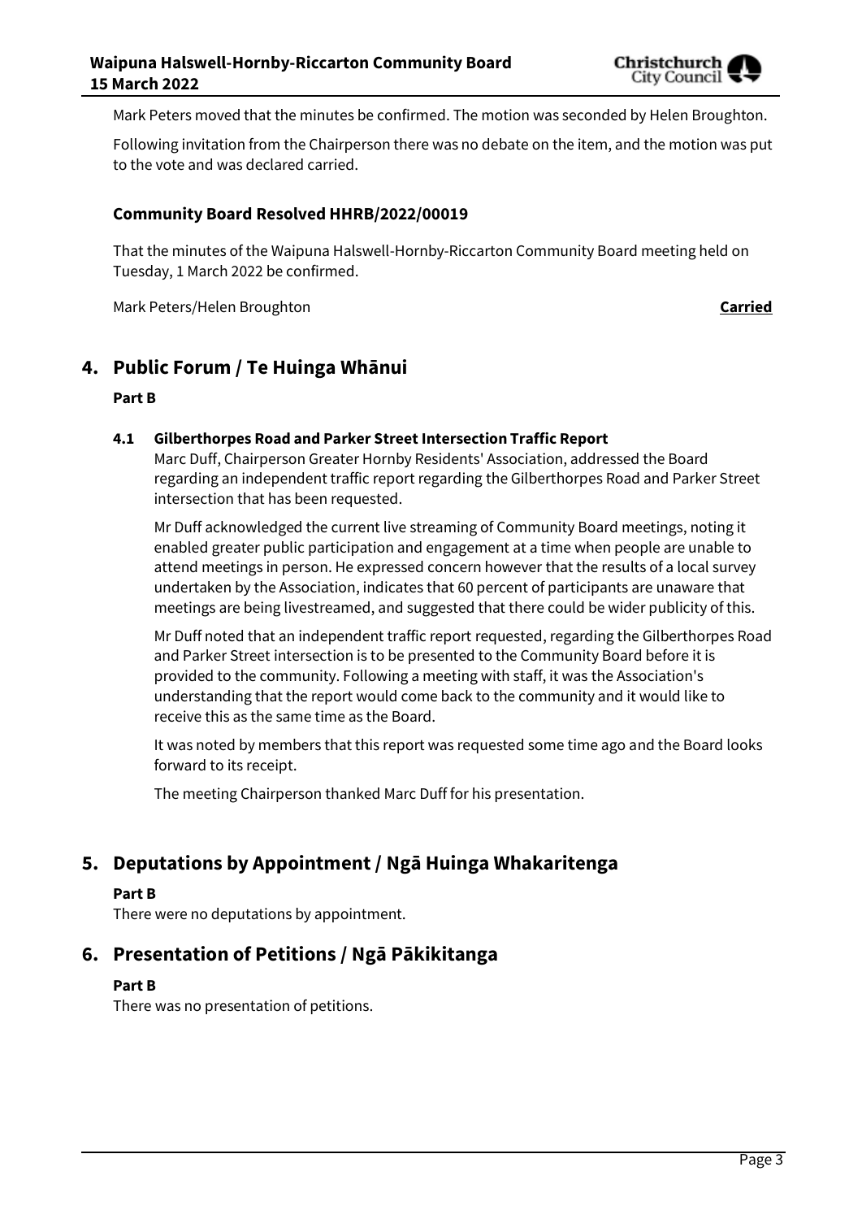Mark Peters moved that the minutes be confirmed. The motion was seconded by Helen Broughton.

Following invitation from the Chairperson there was no debate on the item, and the motion was put to the vote and was declared carried.

### Community Board Resolved HHRB/2022/00019

That the minutes of the Waipuna Halswell-Hornby-Riccarton Community Board meeting held on Tuesday, 1 March 2022 be confirmed.

Mark Peters/Helen Broughton **Carried**

## 4. Public Forum / Te Huinga Whānui

**Part B**

### 4.1 Gilberthorpes Road and Parker Street Intersection Traffic Report

Marc Duff, Chairperson Greater Hornby Residents' Association, addressed the Board regarding an independent traffic report regarding the Gilberthorpes Road and Parker Street intersection that has been requested.

Mr Duff acknowledged the current live streaming of Community Board meetings, noting it enabled greater public participation and engagement at a time when people are unable to attend meetings in person. He expressed concern however that the results of a local survey undertaken by the Association, indicates that 60 percent of participants are unaware that meetings are being livestreamed, and suggested that there could be wider publicity of this.

Mr Duff noted that an independent traffic report requested, regarding the Gilberthorpes Road and Parker Street intersection is to be presented to the Community Board before it is provided to the community. Following a meeting with staff, it was the Association's understanding that the report would come back to the community and it would like to receive this as the same time as the Board.

It was noted by members that this report was requested some time ago and the Board looks forward to its receipt.

The meeting Chairperson thanked Marc Duff for his presentation.

## 5. Deputations by Appointment / Ngā Huinga Whakaritenga

**Part B**

There were no deputations by appointment.

## 6. Presentation of Petitions / Ngā Pākikitanga

**Part B**

There was no presentation of petitions.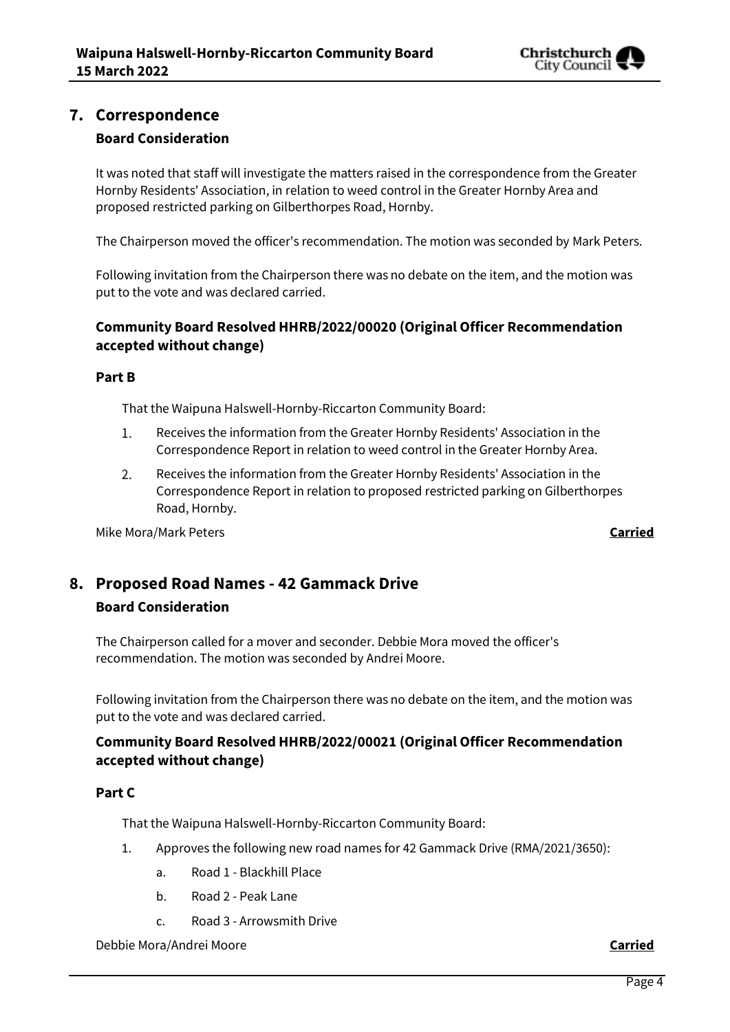## 7. Correspondence

### Board Consideration

It was noted that staff will investigate the matters raised in the correspondence from the Greater Hornby Residents' Association, in relation to weed control in the Greater Hornby Area and proposed restricted parking on Gilberthorpes Road, Hornby.

The Chairperson moved the officer's recommendation. The motion was seconded by Mark Peters.

Following invitation from the Chairperson there was no debate on the item, and the motion was put to the vote and was declared carried.

### Community Board Resolved HHRB/2022/00020 (Original Officer Recommendation accepted without change)

#### Part B

That the Waipuna Halswell-Hornby-Riccarton Community Board:

1. Receives the information from the Greater Hornby Residents' Association in the Correspondence Report in relation to weed control in the Greater Hornby Area.
2. Receives the information from the Greater Hornby Residents' Association in the Correspondence Report in relation to proposed restricted parking on Gilberthorpes Road, Hornby.

Mike Mora/Mark Peters **Carried**

## 8. Proposed Road Names - 42 Gammack Drive

### Board Consideration

The Chairperson called for a mover and seconder. Debbie Mora moved the officer's recommendation. The motion was seconded by Andrei Moore.

Following invitation from the Chairperson there was no debate on the item, and the motion was put to the vote and was declared carried.

### Community Board Resolved HHRB/2022/00021 (Original Officer Recommendation accepted without change)

#### Part C

That the Waipuna Halswell-Hornby-Riccarton Community Board:

1. Approves the following new road names for 42 Gammack Drive (RMA/2021/3650):
   a. Road 1 - Blackhill Place
   b. Road 2 - Peak Lane
   c. Road 3 - Arrowsmith Drive

Debbie Mora/Andrei Moore **Carried**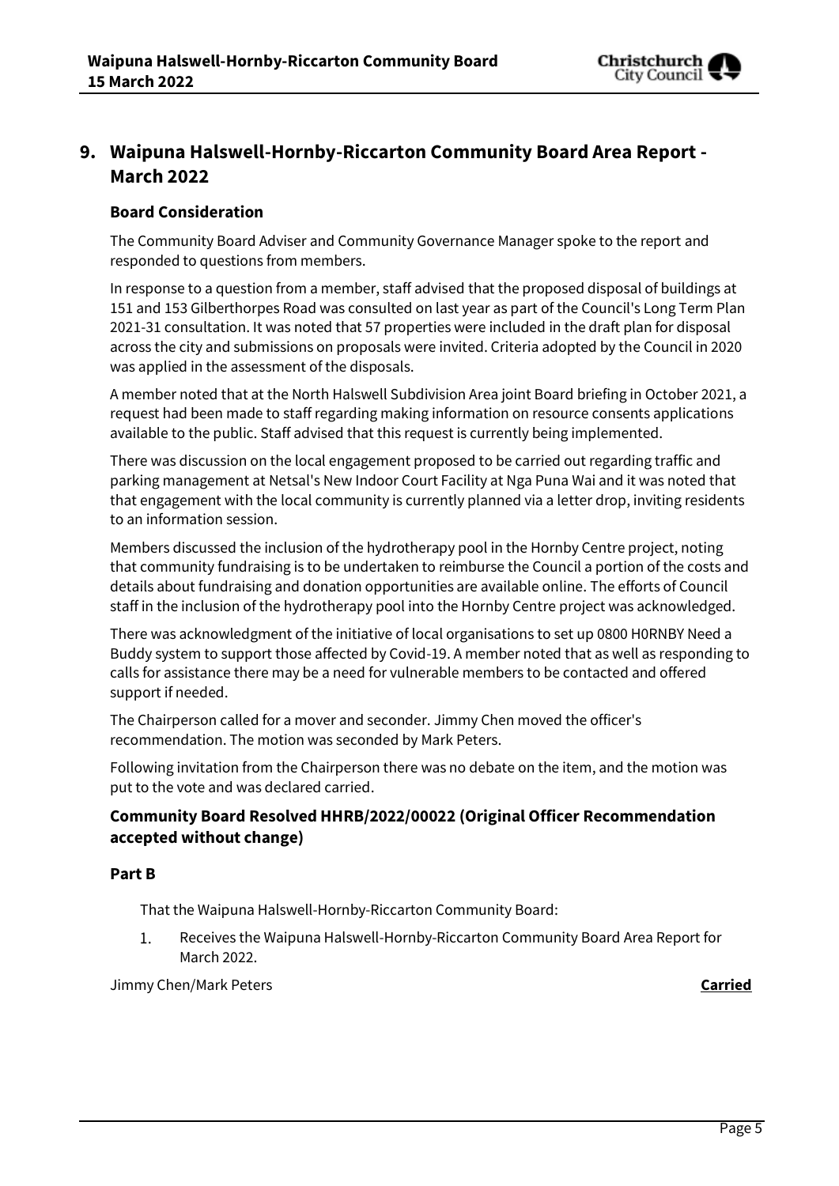## 9. Waipuna Halswell-Hornby-Riccarton Community Board Area Report - March 2022

### Board Consideration

The Community Board Adviser and Community Governance Manager spoke to the report and responded to questions from members.

In response to a question from a member, staff advised that the proposed disposal of buildings at 151 and 153 Gilberthorpes Road was consulted on last year as part of the Council's Long Term Plan 2021-31 consultation. It was noted that 57 properties were included in the draft plan for disposal across the city and submissions on proposals were invited. Criteria adopted by the Council in 2020 was applied in the assessment of the disposals.

A member noted that at the North Halswell Subdivision Area joint Board briefing in October 2021, a request had been made to staff regarding making information on resource consents applications available to the public. Staff advised that this request is currently being implemented.

There was discussion on the local engagement proposed to be carried out regarding traffic and parking management at Netsal's New Indoor Court Facility at Nga Puna Wai and it was noted that that engagement with the local community is currently planned via a letter drop, inviting residents to an information session.

Members discussed the inclusion of the hydrotherapy pool in the Hornby Centre project, noting that community fundraising is to be undertaken to reimburse the Council a portion of the costs and details about fundraising and donation opportunities are available online. The efforts of Council staff in the inclusion of the hydrotherapy pool into the Hornby Centre project was acknowledged.

There was acknowledgment of the initiative of local organisations to set up 0800 H0RNBY Need a Buddy system to support those affected by Covid-19. A member noted that as well as responding to calls for assistance there may be a need for vulnerable members to be contacted and offered support if needed.

The Chairperson called for a mover and seconder. Jimmy Chen moved the officer's recommendation. The motion was seconded by Mark Peters.

Following invitation from the Chairperson there was no debate on the item, and the motion was put to the vote and was declared carried.

### Community Board Resolved HHRB/2022/00022 (Original Officer Recommendation accepted without change)

### Part B

That the Waipuna Halswell-Hornby-Riccarton Community Board:

1. Receives the Waipuna Halswell-Hornby-Riccarton Community Board Area Report for March 2022.

Jimmy Chen/Mark Peters **Carried**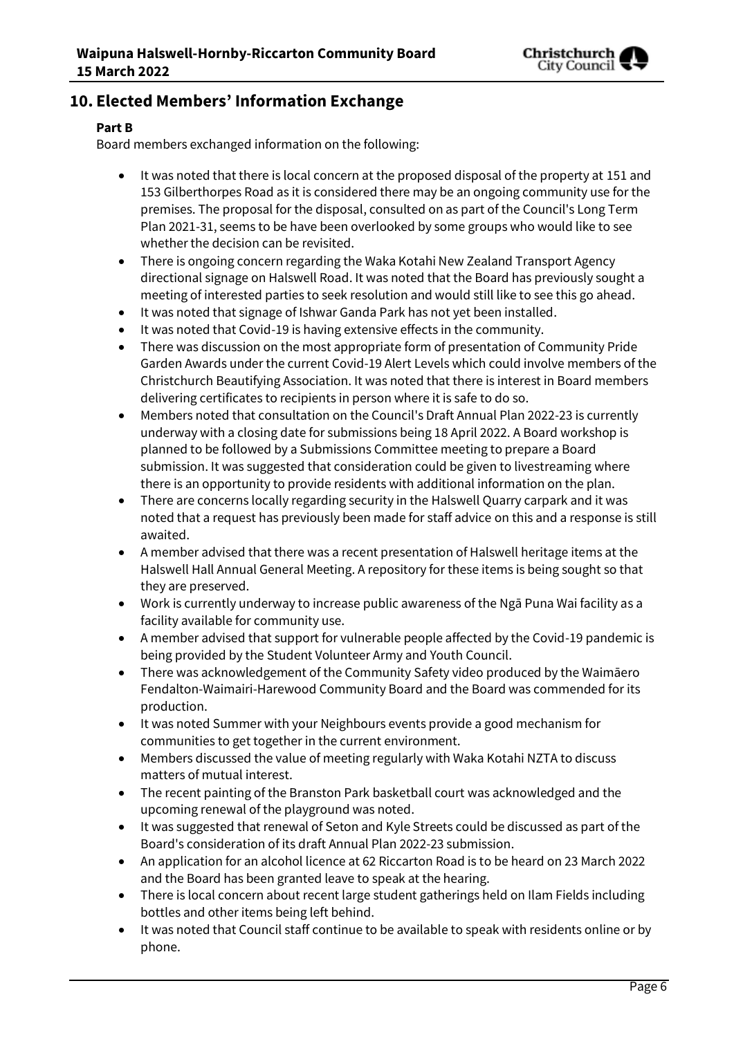## 10. Elected Members' Information Exchange

**Part B**

Board members exchanged information on the following:

- It was noted that there is local concern at the proposed disposal of the property at 151 and 153 Gilberthorpes Road as it is considered there may be an ongoing community use for the premises. The proposal for the disposal, consulted on as part of the Council's Long Term Plan 2021-31, seems to be have been overlooked by some groups who would like to see whether the decision can be revisited.
- There is ongoing concern regarding the Waka Kotahi New Zealand Transport Agency directional signage on Halswell Road. It was noted that the Board has previously sought a meeting of interested parties to seek resolution and would still like to see this go ahead.
- It was noted that signage of Ishwar Ganda Park has not yet been installed.
- It was noted that Covid-19 is having extensive effects in the community.
- There was discussion on the most appropriate form of presentation of Community Pride Garden Awards under the current Covid-19 Alert Levels which could involve members of the Christchurch Beautifying Association. It was noted that there is interest in Board members delivering certificates to recipients in person where it is safe to do so.
- Members noted that consultation on the Council's Draft Annual Plan 2022-23 is currently underway with a closing date for submissions being 18 April 2022. A Board workshop is planned to be followed by a Submissions Committee meeting to prepare a Board submission. It was suggested that consideration could be given to livestreaming where there is an opportunity to provide residents with additional information on the plan.
- There are concerns locally regarding security in the Halswell Quarry carpark and it was noted that a request has previously been made for staff advice on this and a response is still awaited.
- A member advised that there was a recent presentation of Halswell heritage items at the Halswell Hall Annual General Meeting. A repository for these items is being sought so that they are preserved.
- Work is currently underway to increase public awareness of the Ngā Puna Wai facility as a facility available for community use.
- A member advised that support for vulnerable people affected by the Covid-19 pandemic is being provided by the Student Volunteer Army and Youth Council.
- There was acknowledgement of the Community Safety video produced by the Waimāero Fendalton-Waimairi-Harewood Community Board and the Board was commended for its production.
- It was noted Summer with your Neighbours events provide a good mechanism for communities to get together in the current environment.
- Members discussed the value of meeting regularly with Waka Kotahi NZTA to discuss matters of mutual interest.
- The recent painting of the Branston Park basketball court was acknowledged and the upcoming renewal of the playground was noted.
- It was suggested that renewal of Seton and Kyle Streets could be discussed as part of the Board's consideration of its draft Annual Plan 2022-23 submission.
- An application for an alcohol licence at 62 Riccarton Road is to be heard on 23 March 2022 and the Board has been granted leave to speak at the hearing.
- There is local concern about recent large student gatherings held on Ilam Fields including bottles and other items being left behind.
- It was noted that Council staff continue to be available to speak with residents online or by phone.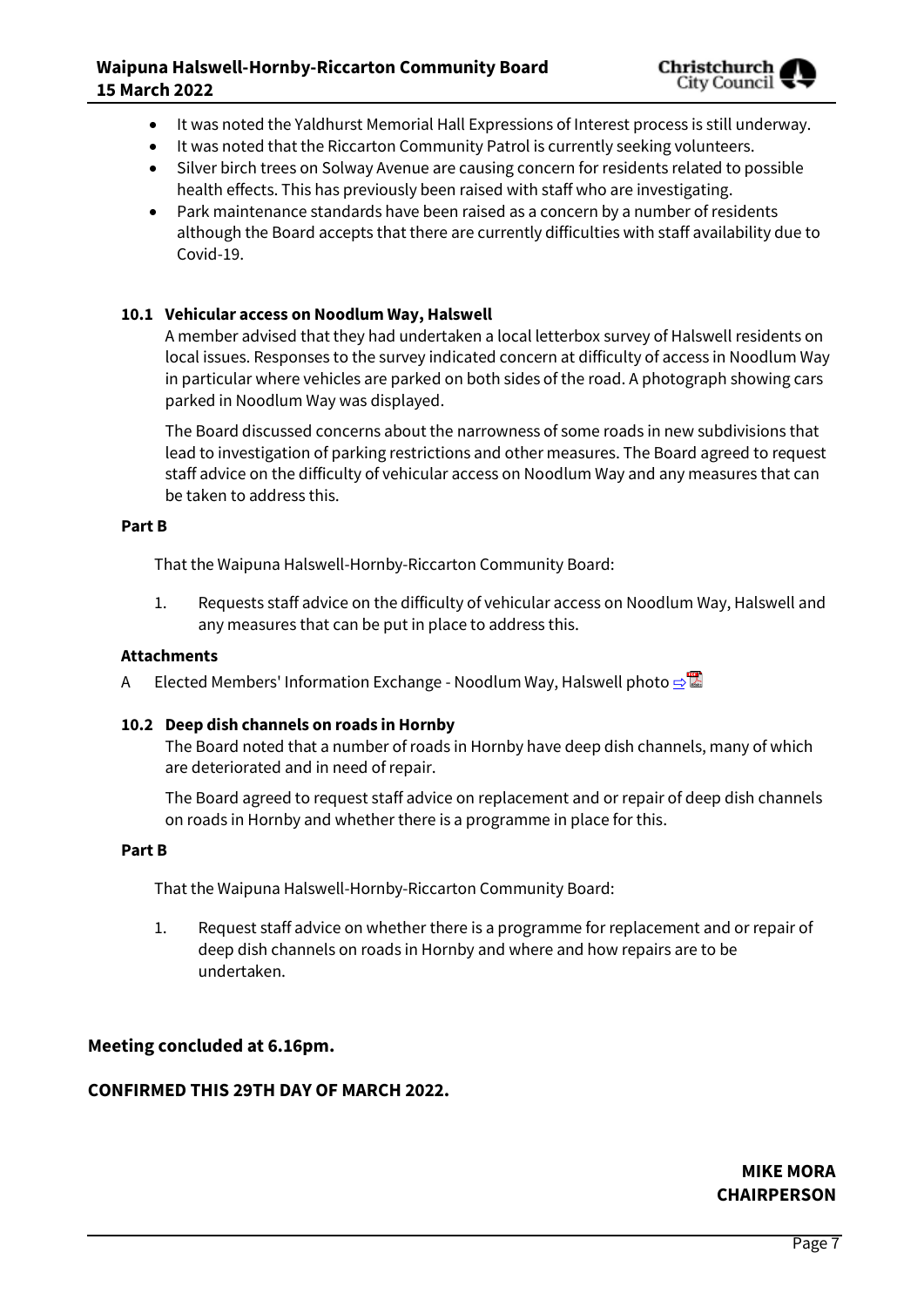- It was noted the Yaldhurst Memorial Hall Expressions of Interest process is still underway.
- It was noted that the Riccarton Community Patrol is currently seeking volunteers.
- Silver birch trees on Solway Avenue are causing concern for residents related to possible health effects. This has previously been raised with staff who are investigating.
- Park maintenance standards have been raised as a concern by a number of residents although the Board accepts that there are currently difficulties with staff availability due to Covid-19.

### 10.1 Vehicular access on Noodlum Way, Halswell

A member advised that they had undertaken a local letterbox survey of Halswell residents on local issues. Responses to the survey indicated concern at difficulty of access in Noodlum Way in particular where vehicles are parked on both sides of the road. A photograph showing cars parked in Noodlum Way was displayed.

The Board discussed concerns about the narrowness of some roads in new subdivisions that lead to investigation of parking restrictions and other measures. The Board agreed to request staff advice on the difficulty of vehicular access on Noodlum Way and any measures that can be taken to address this.

**Part B**

That the Waipuna Halswell-Hornby-Riccarton Community Board:

1. Requests staff advice on the difficulty of vehicular access on Noodlum Way, Halswell and any measures that can be put in place to address this.

**Attachments**

A Elected Members' Information Exchange - Noodlum Way, Halswell photo

### 10.2 Deep dish channels on roads in Hornby

The Board noted that a number of roads in Hornby have deep dish channels, many of which are deteriorated and in need of repair.

The Board agreed to request staff advice on replacement and or repair of deep dish channels on roads in Hornby and whether there is a programme in place for this.

**Part B**

That the Waipuna Halswell-Hornby-Riccarton Community Board:

1. Request staff advice on whether there is a programme for replacement and or repair of deep dish channels on roads in Hornby and where and how repairs are to be undertaken.

**Meeting concluded at 6.16pm.**

**CONFIRMED THIS 29TH DAY OF MARCH 2022.**

**MIKE MORA**
**CHAIRPERSON**